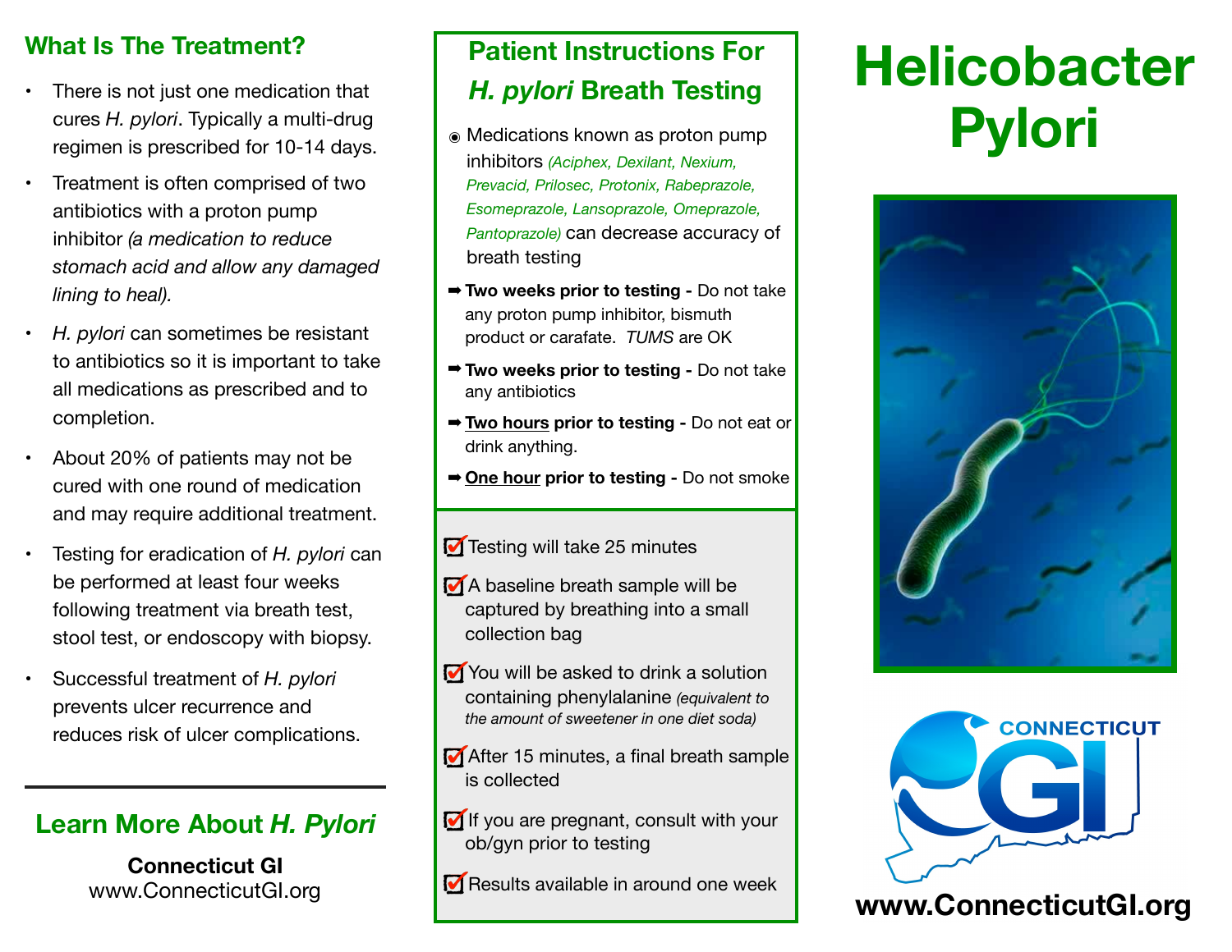## What Is The Treatment?

- There is not just one medication that cures *H. pylori*. Typically a multi-drug regimen is prescribed for 10-14 days.
- Treatment is often comprised of two antibiotics with a proton pump inhibitor *(a medication to reduce stomach acid and allow any damaged lining to heal).*
- *H. pylori* can sometimes be resistant to antibiotics so it is important to take all medications as prescribed and to completion.
- About 20% of patients may not be cured with one round of medication and may require additional treatment.
- Testing for eradication of *H. pylori* can be performed at least four weeks following treatment via breath test, stool test, or endoscopy with biopsy.
- Successful treatment of *H. pylori* prevents ulcer recurrence and reduces risk of ulcer complications.

## Learn More About *H. Pylori*

**Connecticut GI**
www.ConnecticutGI.org

## Patient Instructions For *H. pylori* Breath Testing

◉ Medications known as proton pump inhibitors *(Aciphex, Dexilant, Nexium, Prevacid, Prilosec, Protonix, Rabeprazole, Esomeprazole, Lansoprazole, Omeprazole, Pantoprazole)* can decrease accuracy of breath testing

➡ **Two weeks prior to testing -** Do not take any proton pump inhibitor, bismuth product or carafate. *TUMS* are OK

➡ **Two weeks prior to testing -** Do not take any antibiotics

➡ **<u>Two hours</u> prior to testing -** Do not eat or drink anything.

➡ **<u>One hour</u> prior to testing -** Do not smoke

- ☑ Testing will take 25 minutes
- ☑ A baseline breath sample will be captured by breathing into a small collection bag
- ☑ You will be asked to drink a solution containing phenylalanine *(equivalent to the amount of sweetener in one diet soda)*
- ☑ After 15 minutes, a final breath sample is collected
- ☑ If you are pregnant, consult with your ob/gyn prior to testing
- ☑ Results available in around one week

# Helicobacter Pylori

CONNECTICUT GI

**www.ConnecticutGI.org**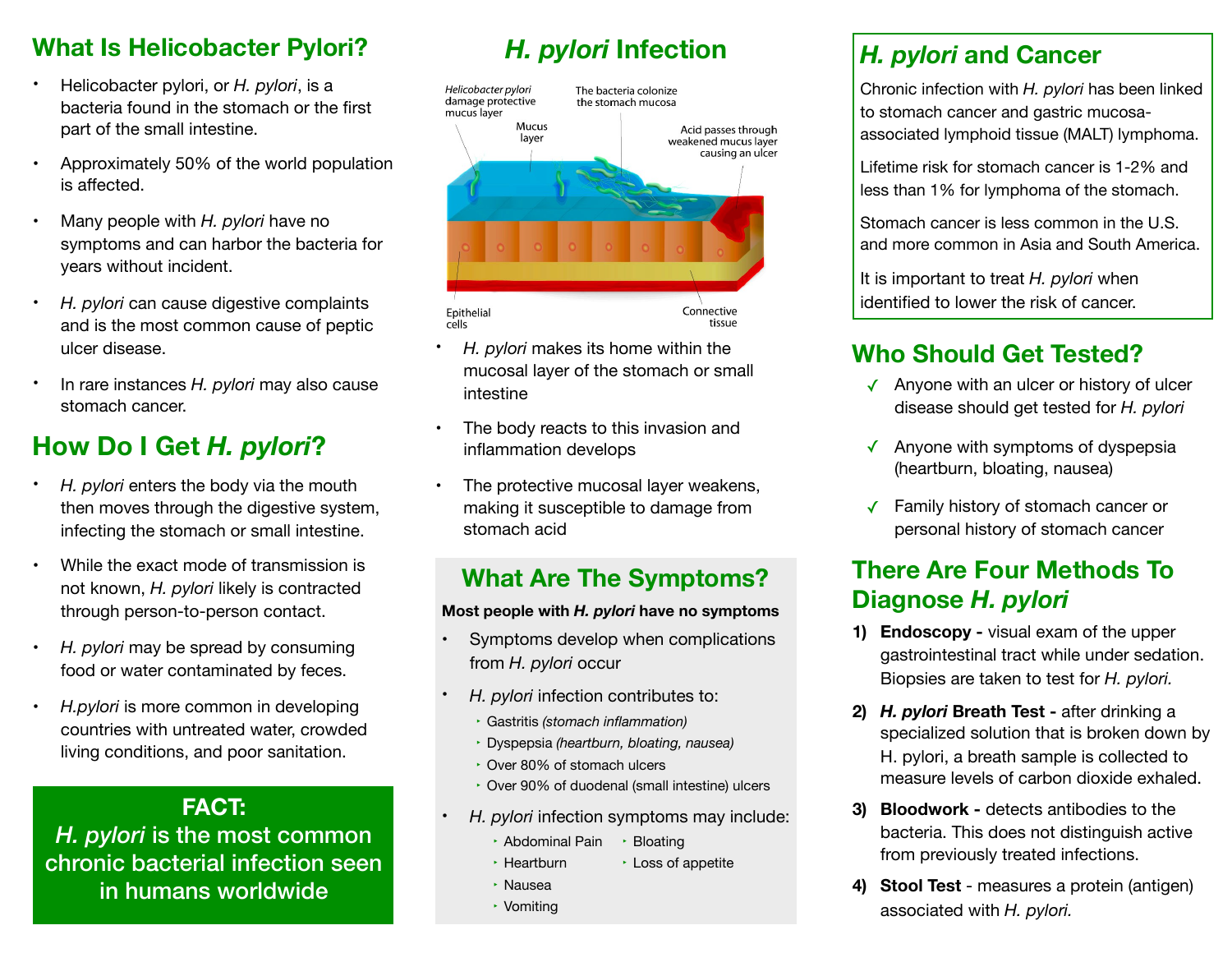## What Is Helicobacter Pylori?

- Helicobacter pylori, or *H. pylori*, is a bacteria found in the stomach or the first part of the small intestine.
- Approximately 50% of the world population is affected.
- Many people with *H. pylori* have no symptoms and can harbor the bacteria for years without incident.
- *H. pylori* can cause digestive complaints and is the most common cause of peptic ulcer disease.
- In rare instances *H. pylori* may also cause stomach cancer.

## How Do I Get *H. pylori*?

- *H. pylori* enters the body via the mouth then moves through the digestive system, infecting the stomach or small intestine.
- While the exact mode of transmission is not known, *H. pylori* likely is contracted through person-to-person contact.
- *H. pylori* may be spread by consuming food or water contaminated by feces.
- *H.pylori* is more common in developing countries with untreated water, crowded living conditions, and poor sanitation.

**FACT:**
***H. pylori* is the most common chronic bacterial infection seen in humans worldwide**

## *H. pylori* Infection

Helicobacter pylori damage protective mucus layer

Mucus layer

The bacteria colonize the stomach mucosa

Acid passes through weakened mucus layer causing an ulcer

Epithelial cells

Connective tissue

- *H. pylori* makes its home within the mucosal layer of the stomach or small intestine
- The body reacts to this invasion and inflammation develops
- The protective mucosal layer weakens, making it susceptible to damage from stomach acid

## What Are The Symptoms?

**Most people with *H. pylori* have no symptoms**

- Symptoms develop when complications from *H. pylori* occur
- *H. pylori* infection contributes to:
  - Gastritis *(stomach inflammation)*
  - Dyspepsia *(heartburn, bloating, nausea)*
  - Over 80% of stomach ulcers
  - Over 90% of duodenal (small intestine) ulcers
- *H. pylori* infection symptoms may include:
  - Abdominal Pain
  - Heartburn
  - Nausea
  - Vomiting
  - Bloating
  - Loss of appetite

## *H. pylori* and Cancer

Chronic infection with *H. pylori* has been linked to stomach cancer and gastric mucosa-associated lymphoid tissue (MALT) lymphoma.

Lifetime risk for stomach cancer is 1-2% and less than 1% for lymphoma of the stomach.

Stomach cancer is less common in the U.S. and more common in Asia and South America.

It is important to treat *H. pylori* when identified to lower the risk of cancer.

## Who Should Get Tested?

- ✓ Anyone with an ulcer or history of ulcer disease should get tested for *H. pylori*
- ✓ Anyone with symptoms of dyspepsia (heartburn, bloating, nausea)
- ✓ Family history of stomach cancer or personal history of stomach cancer

## There Are Four Methods To Diagnose *H. pylori*

1) **Endoscopy -** visual exam of the upper gastrointestinal tract while under sedation. Biopsies are taken to test for *H. pylori.*
2) ***H. pylori* Breath Test -** after drinking a specialized solution that is broken down by H. pylori, a breath sample is collected to measure levels of carbon dioxide exhaled.
3) **Bloodwork -** detects antibodies to the bacteria. This does not distinguish active from previously treated infections.
4) **Stool Test** - measures a protein (antigen) associated with *H. pylori.*